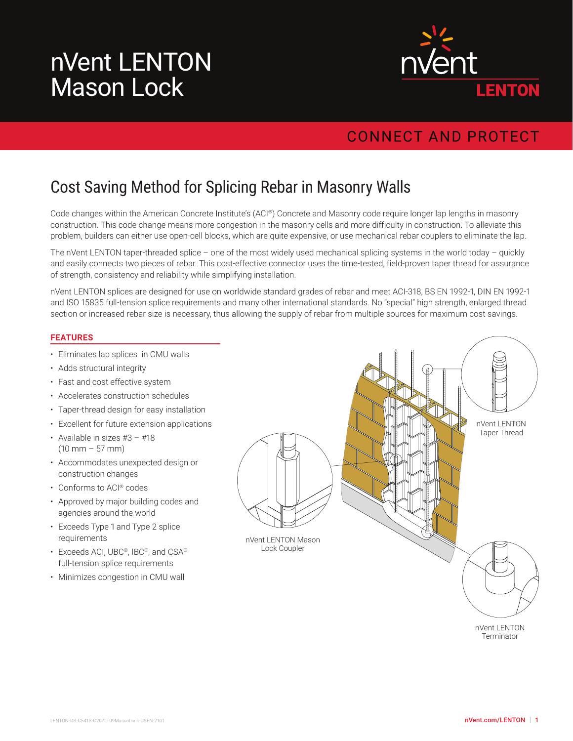# nVent LENTON Mason Lock

CONNECT AND PROTECT

## Cost Saving Method for Splicing Rebar in Masonry Walls

Code changes within the American Concrete Institute's (ACI®) Concrete and Masonry code require longer lap lengths in masonry construction. This code change means more congestion in the masonry cells and more difficulty in construction. To alleviate this problem, builders can either use open-cell blocks, which are quite expensive, or use mechanical rebar couplers to eliminate the lap.

The nVent LENTON taper-threaded splice – one of the most widely used mechanical splicing systems in the world today – quickly and easily connects two pieces of rebar. This cost-effective connector uses the time-tested, field-proven taper thread for assurance of strength, consistency and reliability while simplifying installation.

nVent LENTON splices are designed for use on worldwide standard grades of rebar and meet ACI-318, BS EN 1992-1, DIN EN 1992-1 and ISO 15835 full-tension splice requirements and many other international standards. No "special" high strength, enlarged thread section or increased rebar size is necessary, thus allowing the supply of rebar from multiple sources for maximum cost savings.

### FEATURES

- Eliminates lap splices in CMU walls
- Adds structural integrity
- Fast and cost effective system
- Accelerates construction schedules
- Taper-thread design for easy installation
- Excellent for future extension applications
- Available in sizes #3 – #18 (10 mm – 57 mm)
- Accommodates unexpected design or construction changes
- Conforms to ACI® codes
- Approved by major building codes and agencies around the world
- Exceeds Type 1 and Type 2 splice requirements
- Exceeds ACI, UBC®, IBC®, and CSA® full-tension splice requirements
- Minimizes congestion in CMU wall

nVent LENTON Taper Thread

nVent LENTON Mason Lock Coupler

nVent LENTON Terminator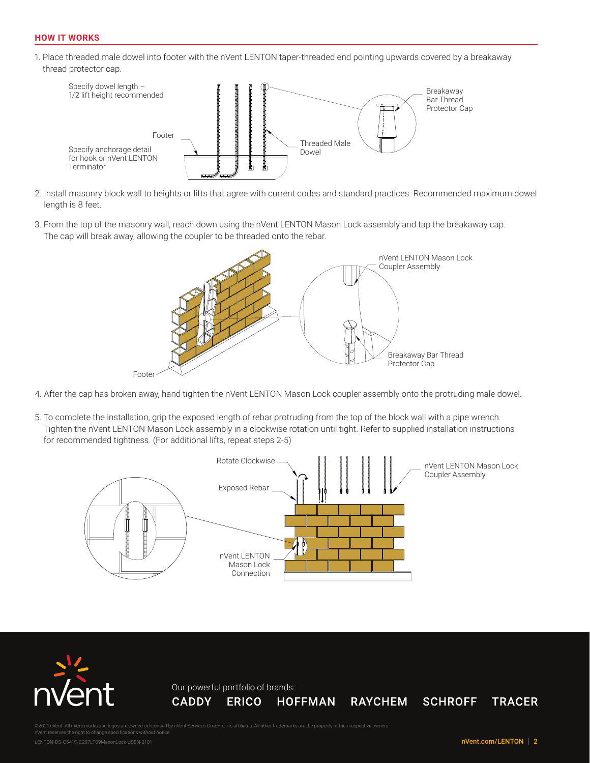## HOW IT WORKS

1. Place threaded male dowel into footer with the nVent LENTON taper-threaded end pointing upwards covered by a breakaway thread protector cap.

Specify dowel length – 1/2 lift height recommended

Footer

Specify anchorage detail for hook or nVent LENTON Terminator

Threaded Male Dowel

Breakaway Bar Thread Protector Cap

2. Install masonry block wall to heights or lifts that agree with current codes and standard practices. Recommended maximum dowel length is 8 feet.

3. From the top of the masonry wall, reach down using the nVent LENTON Mason Lock assembly and tap the breakaway cap. The cap will break away, allowing the coupler to be threaded onto the rebar.

nVent LENTON Mason Lock Coupler Assembly

Breakaway Bar Thread Protector Cap

Footer

4. After the cap has broken away, hand tighten the nVent LENTON Mason Lock coupler assembly onto the protruding male dowel.

5. To complete the installation, grip the exposed length of rebar protruding from the top of the block wall with a pipe wrench. Tighten the nVent LENTON Mason Lock assembly in a clockwise rotation until tight. Refer to supplied installation instructions for recommended tightness. (For additional lifts, repeat steps 2-5)

Rotate Clockwise

Exposed Rebar

nVent LENTON Mason Lock Coupler Assembly

nVent LENTON Mason Lock Connection

Our powerful portfolio of brands:
CADDY ERICO HOFFMAN RAYCHEM SCHROFF TRACER

©2021 nVent. All nVent marks and logos are owned or licensed by nVent Services GmbH or its affiliates. All other trademarks are the property of their respective owners.
nVent reserves the right to change specifications without notice.

LENTON-DS-C541S-C207LT09MasonLock-USEN-2101

nVent.com/LENTON